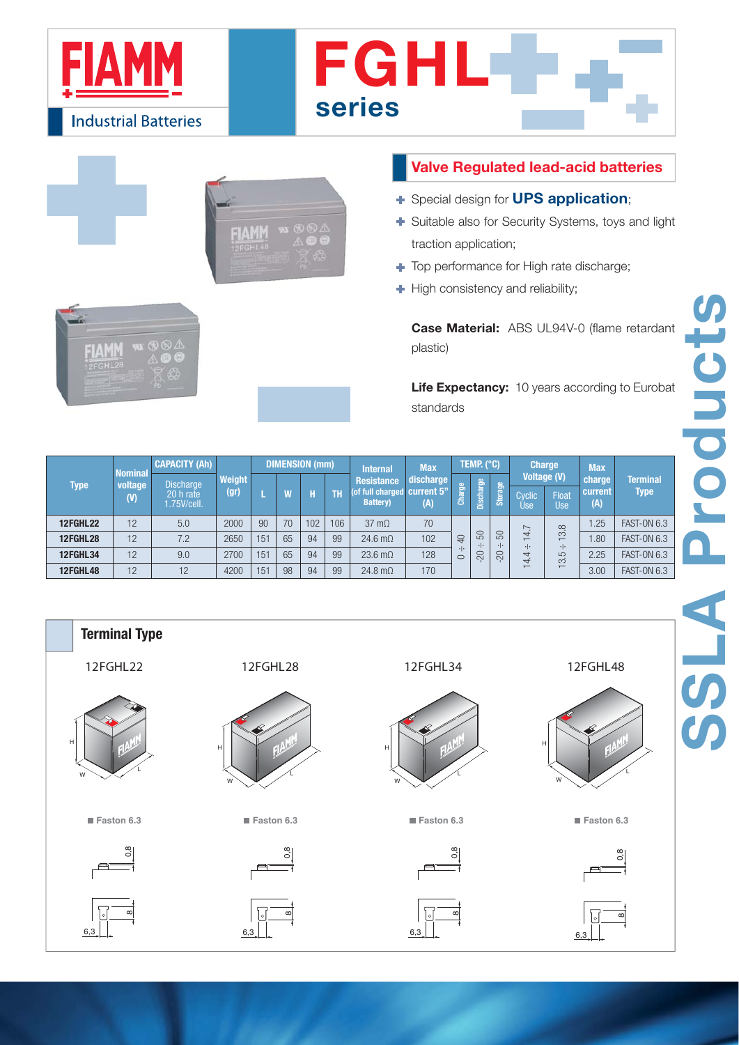# FIAMM Industrial Batteries

# FGHL series

## Valve Regulated lead-acid batteries

- Special design for **UPS application**;
- Suitable also for Security Systems, toys and light traction application;
- Top performance for High rate discharge;
- High consistency and reliability;

**Case Material:** ABS UL94V-0 (flame retardant plastic)

**Life Expectancy:** 10 years according to Eurobat standards

| Type | Nominal voltage (V) | CAPACITY (Ah) Discharge 20 h rate 1.75V/cell. | Weight (gr) | DIMENSION (mm) L | W | H | TH | Internal Resistance (of full charged Battery) | Max discharge current 5" (A) | TEMP. (°C) Charge | Discharge | Storage | Charge Voltage (V) Cyclic Use | Float Use | Max charge current (A) | Terminal Type |
|---|---|---|---|---|---|---|---|---|---|---|---|---|---|---|---|---|
| 12FGHL22 | 12 | 5.0 | 2000 | 90 | 70 | 102 | 106 | 37 mΩ | 70 | 0 ÷ 40 | -20 ÷ 50 | -20 ÷ 50 | 14.4 ÷ 14.7 | 13.5 ÷ 13.8 | 1.25 | FAST-ON 6.3 |
| 12FGHL28 | 12 | 7.2 | 2650 | 151 | 65 | 94 | 99 | 24.6 mΩ | 102 | | | | | | 1.80 | FAST-ON 6.3 |
| 12FGHL34 | 12 | 9.0 | 2700 | 151 | 65 | 94 | 99 | 23.6 mΩ | 128 | | | | | | 2.25 | FAST-ON 6.3 |
| 12FGHL48 | 12 | 12 | 4200 | 151 | 98 | 94 | 99 | 24.8 mΩ | 170 | | | | | | 3.00 | FAST-ON 6.3 |

## Terminal Type

| 12FGHL22 | 12FGHL28 | 12FGHL34 | 12FGHL48 |
|---|---|---|---|
| Faston 6.3 | Faston 6.3 | Faston 6.3 | Faston 6.3 |

SSLA Products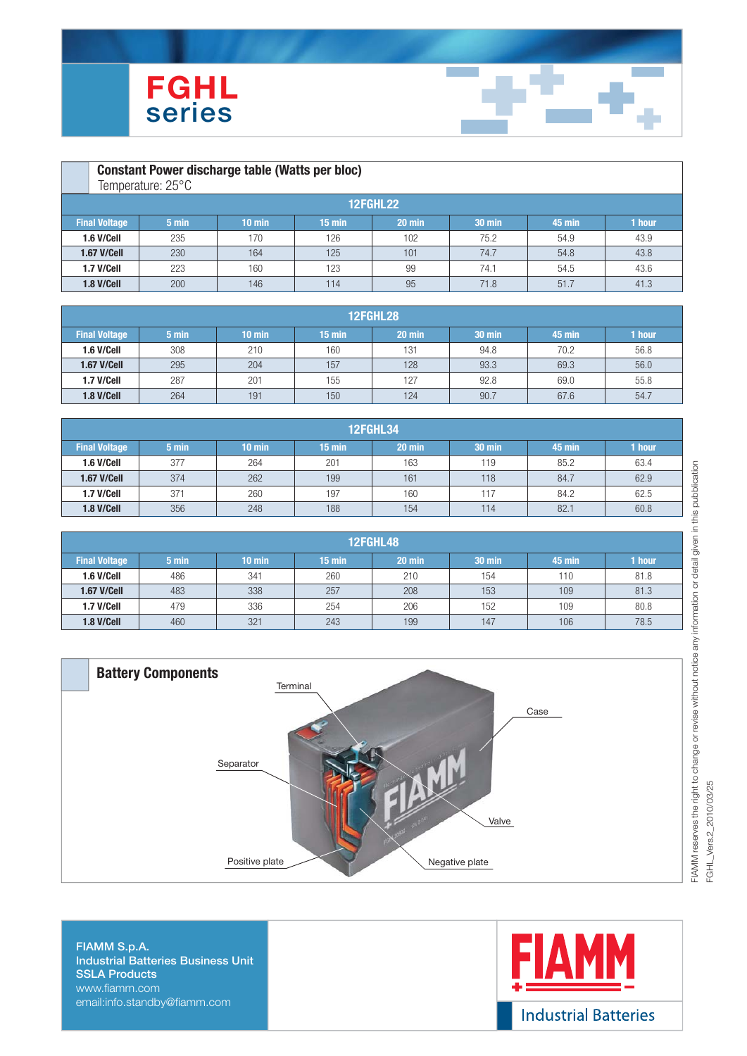# FGHL series

## Constant Power discharge table (Watts per bloc)

Temperature: 25°C

| 12FGHL22 | | | | | | | |
|---|---|---|---|---|---|---|---|
| **Final Voltage** | **5 min** | **10 min** | **15 min** | **20 min** | **30 min** | **45 min** | **1 hour** |
| **1.6 V/Cell** | 235 | 170 | 126 | 102 | 75.2 | 54.9 | 43.9 |
| **1.67 V/Cell** | 230 | 164 | 125 | 101 | 74.7 | 54.8 | 43.8 |
| **1.7 V/Cell** | 223 | 160 | 123 | 99 | 74.1 | 54.5 | 43.6 |
| **1.8 V/Cell** | 200 | 146 | 114 | 95 | 71.8 | 51.7 | 41.3 |

| 12FGHL28 | | | | | | | |
|---|---|---|---|---|---|---|---|
| **Final Voltage** | **5 min** | **10 min** | **15 min** | **20 min** | **30 min** | **45 min** | **1 hour** |
| **1.6 V/Cell** | 308 | 210 | 160 | 131 | 94.8 | 70.2 | 56.8 |
| **1.67 V/Cell** | 295 | 204 | 157 | 128 | 93.3 | 69.3 | 56.0 |
| **1.7 V/Cell** | 287 | 201 | 155 | 127 | 92.8 | 69.0 | 55.8 |
| **1.8 V/Cell** | 264 | 191 | 150 | 124 | 90.7 | 67.6 | 54.7 |

| 12FGHL34 | | | | | | | |
|---|---|---|---|---|---|---|---|
| **Final Voltage** | **5 min** | **10 min** | **15 min** | **20 min** | **30 min** | **45 min** | **1 hour** |
| **1.6 V/Cell** | 377 | 264 | 201 | 163 | 119 | 85.2 | 63.4 |
| **1.67 V/Cell** | 374 | 262 | 199 | 161 | 118 | 84.7 | 62.9 |
| **1.7 V/Cell** | 371 | 260 | 197 | 160 | 117 | 84.2 | 62.5 |
| **1.8 V/Cell** | 356 | 248 | 188 | 154 | 114 | 82.1 | 60.8 |

| 12FGHL48 | | | | | | | |
|---|---|---|---|---|---|---|---|
| **Final Voltage** | **5 min** | **10 min** | **15 min** | **20 min** | **30 min** | **45 min** | **1 hour** |
| **1.6 V/Cell** | 486 | 341 | 260 | 210 | 154 | 110 | 81.8 |
| **1.67 V/Cell** | 483 | 338 | 257 | 208 | 153 | 109 | 81.3 |
| **1.7 V/Cell** | 479 | 336 | 254 | 206 | 152 | 109 | 80.8 |
| **1.8 V/Cell** | 460 | 321 | 243 | 199 | 147 | 106 | 78.5 |

## Battery Components

Terminal

Case

Separator

Valve

Positive plate

Negative plate

FIAMM reserves the right to change or revise without notice any information or detail given in this publication

FGHL_Vers.2_2010/03/25

**FIAMM S.p.A.**
**Industrial Batteries Business Unit**
**SSLA Products**
www.fiamm.com
email:info.standby@fiamm.com

FIAMM
Industrial Batteries